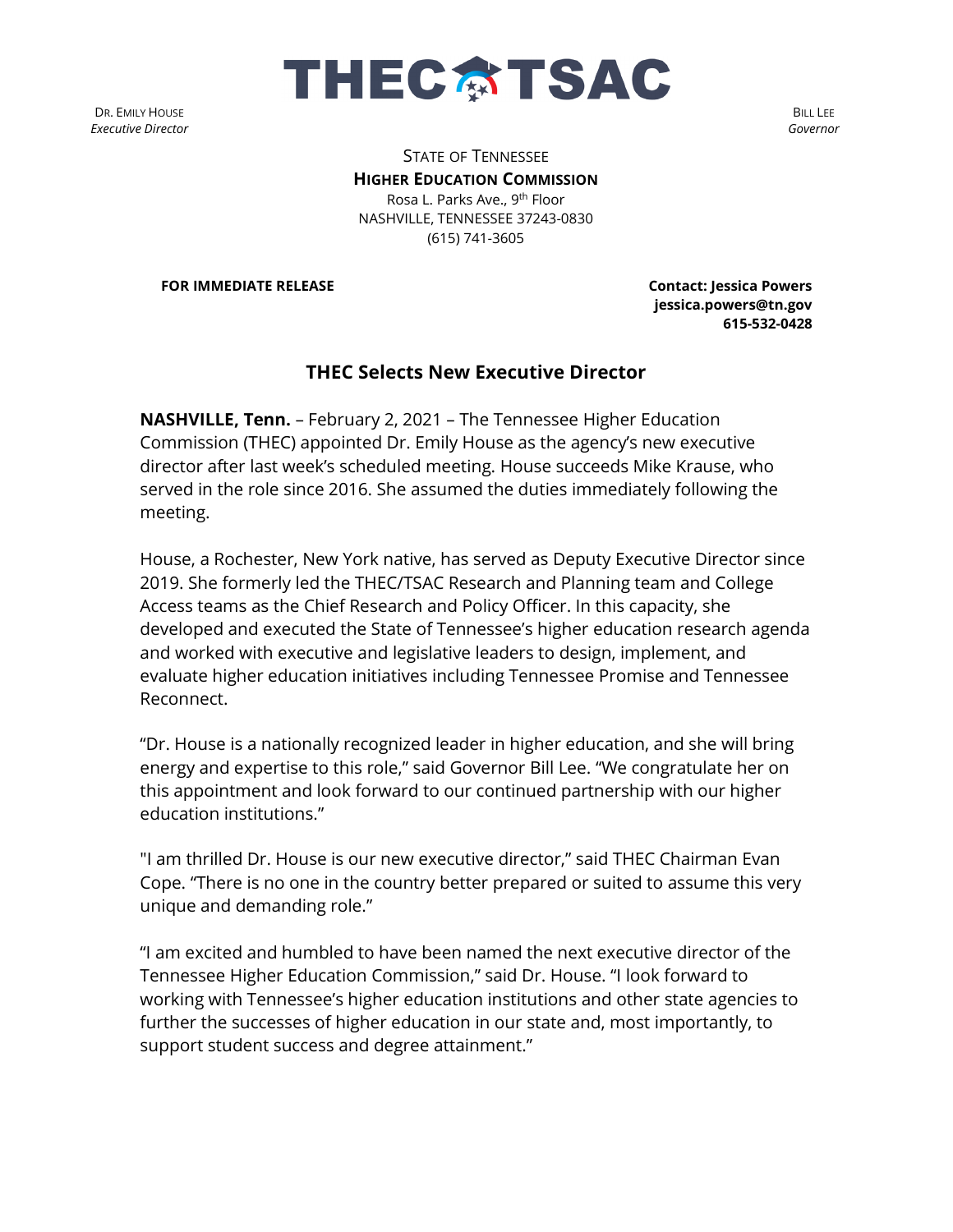THEC TSAC

DR. EMILY HOUSE
*Executive Director*

BILL LEE
*Governor*

STATE OF TENNESSEE
**HIGHER EDUCATION COMMISSION**
Rosa L. Parks Ave., 9th Floor
NASHVILLE, TENNESSEE 37243-0830
(615) 741-3605

**FOR IMMEDIATE RELEASE**

**Contact: Jessica Powers**
**jessica.powers@tn.gov**
**615-532-0428**

## THEC Selects New Executive Director

**NASHVILLE, Tenn.** – February 2, 2021 – The Tennessee Higher Education Commission (THEC) appointed Dr. Emily House as the agency's new executive director after last week's scheduled meeting. House succeeds Mike Krause, who served in the role since 2016. She assumed the duties immediately following the meeting.

House, a Rochester, New York native, has served as Deputy Executive Director since 2019. She formerly led the THEC/TSAC Research and Planning team and College Access teams as the Chief Research and Policy Officer. In this capacity, she developed and executed the State of Tennessee's higher education research agenda and worked with executive and legislative leaders to design, implement, and evaluate higher education initiatives including Tennessee Promise and Tennessee Reconnect.

"Dr. House is a nationally recognized leader in higher education, and she will bring energy and expertise to this role," said Governor Bill Lee. "We congratulate her on this appointment and look forward to our continued partnership with our higher education institutions."

"I am thrilled Dr. House is our new executive director," said THEC Chairman Evan Cope. "There is no one in the country better prepared or suited to assume this very unique and demanding role."

"I am excited and humbled to have been named the next executive director of the Tennessee Higher Education Commission," said Dr. House. "I look forward to working with Tennessee's higher education institutions and other state agencies to further the successes of higher education in our state and, most importantly, to support student success and degree attainment."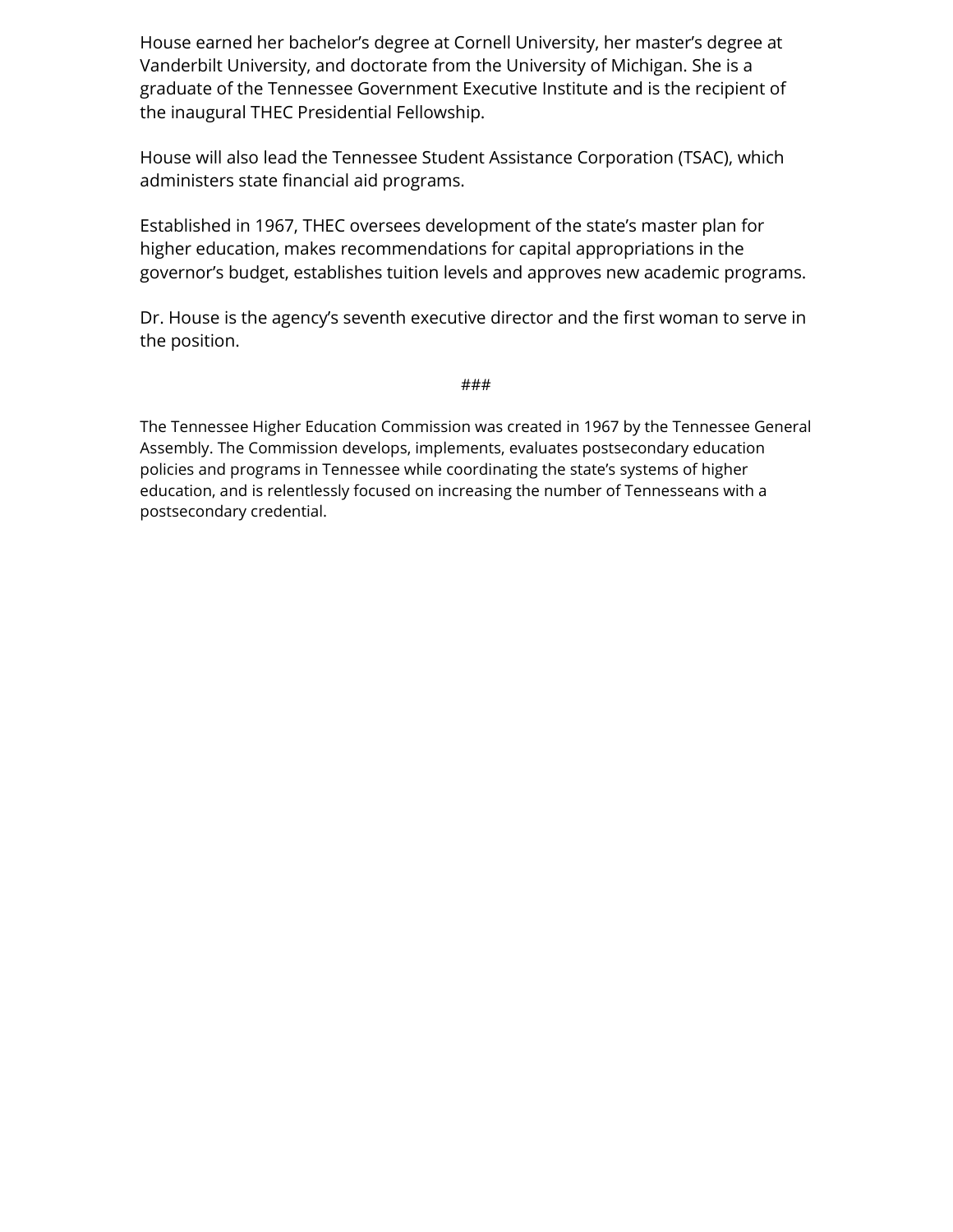House earned her bachelor's degree at Cornell University, her master's degree at Vanderbilt University, and doctorate from the University of Michigan. She is a graduate of the Tennessee Government Executive Institute and is the recipient of the inaugural THEC Presidential Fellowship.

House will also lead the Tennessee Student Assistance Corporation (TSAC), which administers state financial aid programs.

Established in 1967, THEC oversees development of the state's master plan for higher education, makes recommendations for capital appropriations in the governor's budget, establishes tuition levels and approves new academic programs.

Dr. House is the agency's seventh executive director and the first woman to serve in the position.

###

The Tennessee Higher Education Commission was created in 1967 by the Tennessee General Assembly. The Commission develops, implements, evaluates postsecondary education policies and programs in Tennessee while coordinating the state's systems of higher education, and is relentlessly focused on increasing the number of Tennesseans with a postsecondary credential.